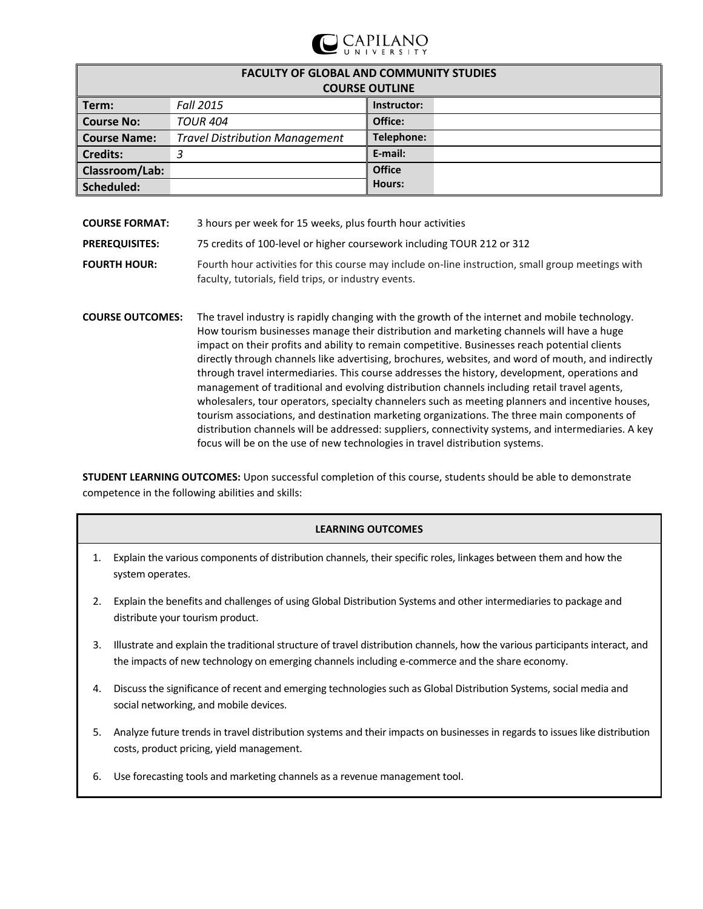CAPILANO UNIVERSITY

| FACULTY OF GLOBAL AND COMMUNITY STUDIES<br>COURSE OUTLINE | | | |
|---|---|---|---|
| **Term:** | *Fall 2015* | **Instructor:** | |
| **Course No:** | *TOUR 404* | **Office:** | |
| **Course Name:** | *Travel Distribution Management* | **Telephone:** | |
| **Credits:** | *3* | **E-mail:** | |
| **Classroom/Lab:** | | **Office Hours:** | |
| **Scheduled:** | | | |

**COURSE FORMAT:** 3 hours per week for 15 weeks, plus fourth hour activities

**PREREQUISITES:** 75 credits of 100-level or higher coursework including TOUR 212 or 312

**FOURTH HOUR:** Fourth hour activities for this course may include on-line instruction, small group meetings with faculty, tutorials, field trips, or industry events.

**COURSE OUTCOMES:** The travel industry is rapidly changing with the growth of the internet and mobile technology. How tourism businesses manage their distribution and marketing channels will have a huge impact on their profits and ability to remain competitive. Businesses reach potential clients directly through channels like advertising, brochures, websites, and word of mouth, and indirectly through travel intermediaries. This course addresses the history, development, operations and management of traditional and evolving distribution channels including retail travel agents, wholesalers, tour operators, specialty channelers such as meeting planners and incentive houses, tourism associations, and destination marketing organizations. The three main components of distribution channels will be addressed: suppliers, connectivity systems, and intermediaries. A key focus will be on the use of new technologies in travel distribution systems.

**STUDENT LEARNING OUTCOMES:** Upon successful completion of this course, students should be able to demonstrate competence in the following abilities and skills:

**LEARNING OUTCOMES**

1. Explain the various components of distribution channels, their specific roles, linkages between them and how the system operates.
2. Explain the benefits and challenges of using Global Distribution Systems and other intermediaries to package and distribute your tourism product.
3. Illustrate and explain the traditional structure of travel distribution channels, how the various participants interact, and the impacts of new technology on emerging channels including e-commerce and the share economy.
4. Discuss the significance of recent and emerging technologies such as Global Distribution Systems, social media and social networking, and mobile devices.
5. Analyze future trends in travel distribution systems and their impacts on businesses in regards to issues like distribution costs, product pricing, yield management.
6. Use forecasting tools and marketing channels as a revenue management tool.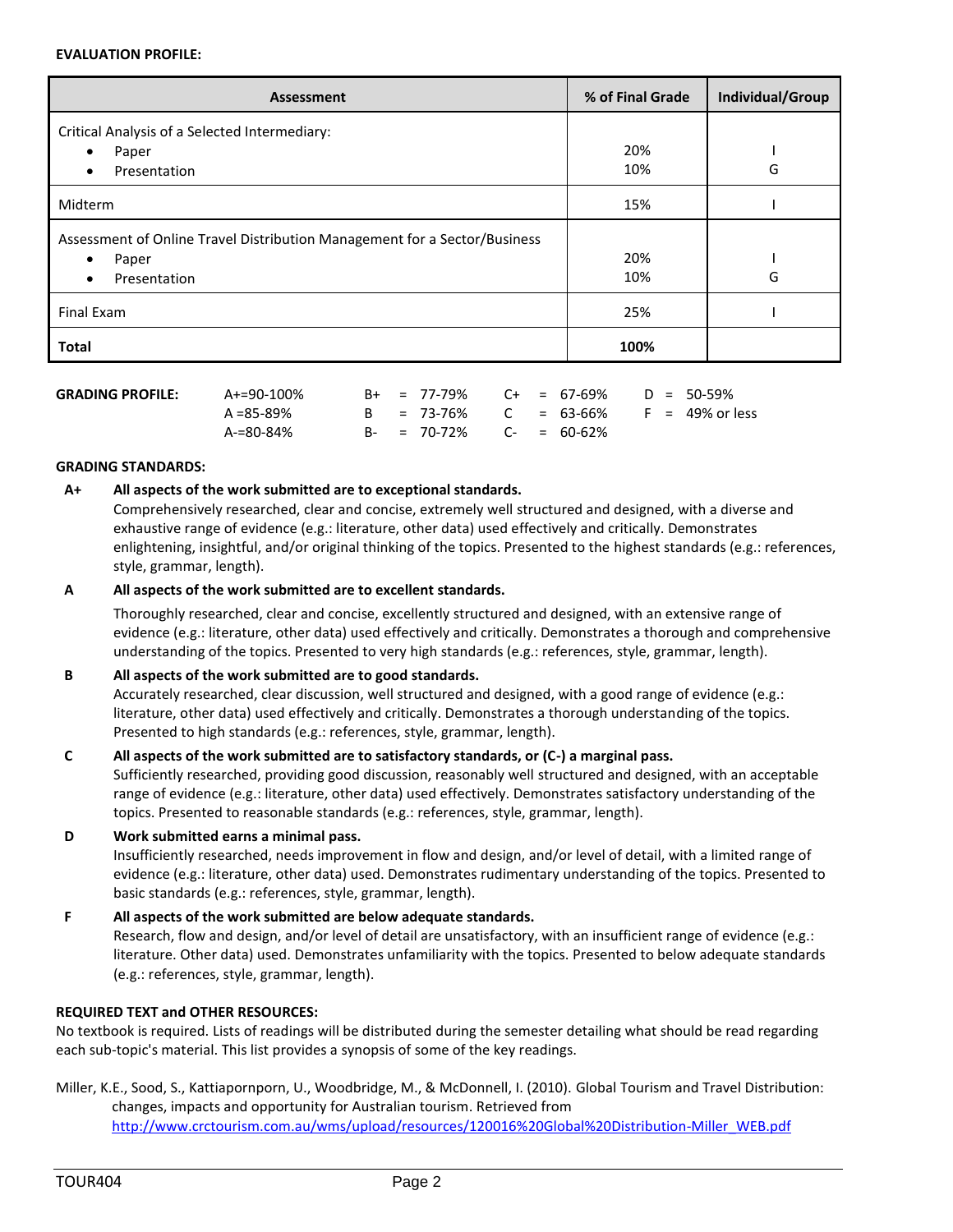**EVALUATION PROFILE:**

| Assessment | % of Final Grade | Individual/Group |
|---|---|---|
| Critical Analysis of a Selected Intermediary:<br>• Paper<br>• Presentation | <br>20%<br>10% | <br>I<br>G |
| Midterm | 15% | I |
| Assessment of Online Travel Distribution Management for a Sector/Business<br>• Paper<br>• Presentation | <br>20%<br>10% | <br>I<br>G |
| Final Exam | 25% | I |
| **Total** | **100%** | |

**GRADING PROFILE:**

| | | | |
|---|---|---|---|
| A+=90-100% | B+ = 77-79% | C+ = 67-69% | D = 50-59% |
| A =85-89% | B = 73-76% | C = 63-66% | F = 49% or less |
| A-=80-84% | B- = 70-72% | C- = 60-62% | |

**GRADING STANDARDS:**

**A+ All aspects of the work submitted are to exceptional standards.**
Comprehensively researched, clear and concise, extremely well structured and designed, with a diverse and exhaustive range of evidence (e.g.: literature, other data) used effectively and critically. Demonstrates enlightening, insightful, and/or original thinking of the topics. Presented to the highest standards (e.g.: references, style, grammar, length).

**A All aspects of the work submitted are to excellent standards.**
Thoroughly researched, clear and concise, excellently structured and designed, with an extensive range of evidence (e.g.: literature, other data) used effectively and critically. Demonstrates a thorough and comprehensive understanding of the topics. Presented to very high standards (e.g.: references, style, grammar, length).

**B All aspects of the work submitted are to good standards.**
Accurately researched, clear discussion, well structured and designed, with a good range of evidence (e.g.: literature, other data) used effectively and critically. Demonstrates a thorough understanding of the topics. Presented to high standards (e.g.: references, style, grammar, length).

**C All aspects of the work submitted are to satisfactory standards, or (C-) a marginal pass.**
Sufficiently researched, providing good discussion, reasonably well structured and designed, with an acceptable range of evidence (e.g.: literature, other data) used effectively. Demonstrates satisfactory understanding of the topics. Presented to reasonable standards (e.g.: references, style, grammar, length).

**D Work submitted earns a minimal pass.**
Insufficiently researched, needs improvement in flow and design, and/or level of detail, with a limited range of evidence (e.g.: literature, other data) used. Demonstrates rudimentary understanding of the topics. Presented to basic standards (e.g.: references, style, grammar, length).

**F All aspects of the work submitted are below adequate standards.**
Research, flow and design, and/or level of detail are unsatisfactory, with an insufficient range of evidence (e.g.: literature. Other data) used. Demonstrates unfamiliarity with the topics. Presented to below adequate standards (e.g.: references, style, grammar, length).

**REQUIRED TEXT and OTHER RESOURCES:**

No textbook is required. Lists of readings will be distributed during the semester detailing what should be read regarding each sub-topic's material. This list provides a synopsis of some of the key readings.

Miller, K.E., Sood, S., Kattiapornporn, U., Woodbridge, M., & McDonnell, I. (2010). Global Tourism and Travel Distribution: changes, impacts and opportunity for Australian tourism. Retrieved from http://www.crctourism.com.au/wms/upload/resources/120016%20Global%20Distribution-Miller_WEB.pdf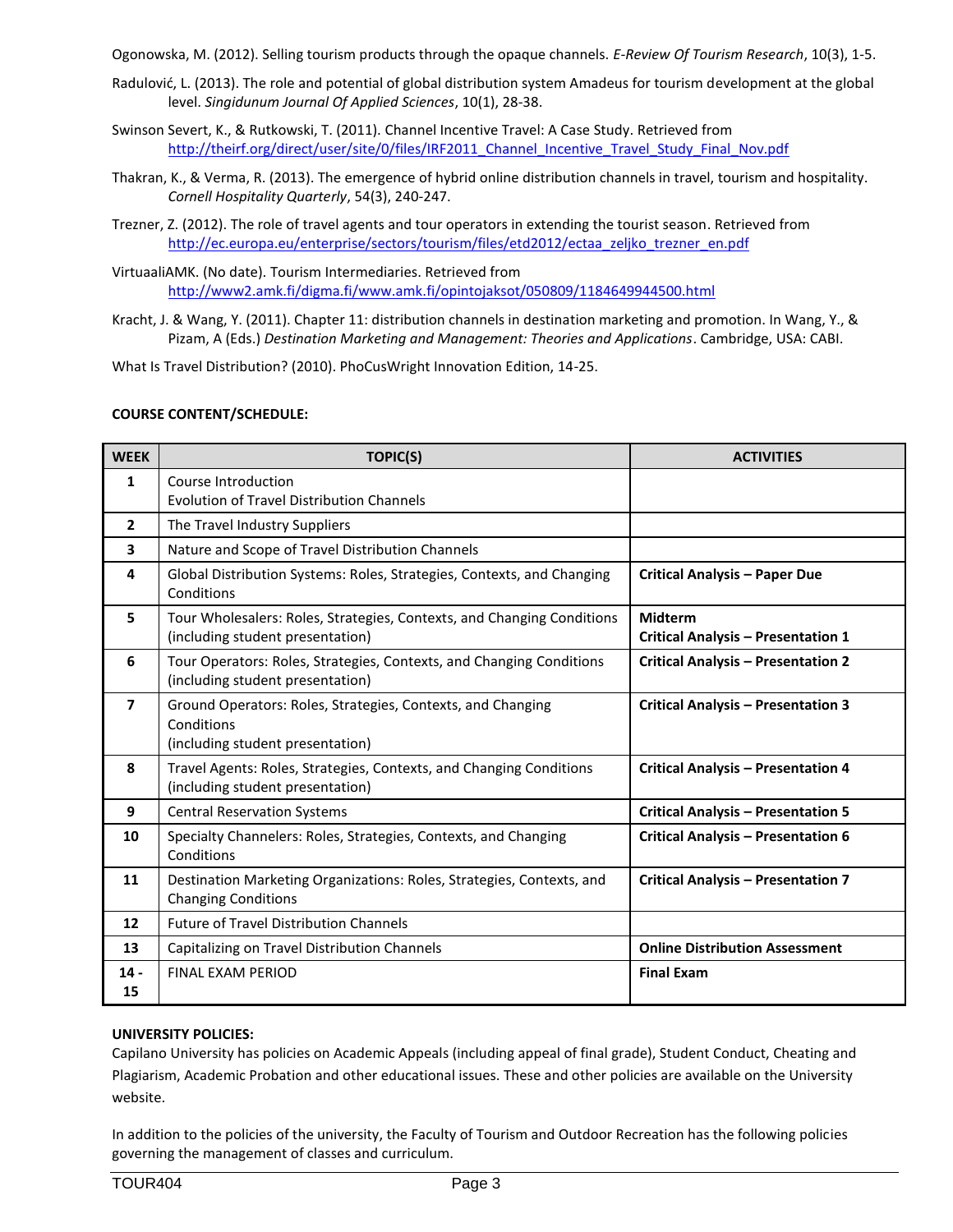Ogonowska, M. (2012). Selling tourism products through the opaque channels. *E-Review Of Tourism Research*, 10(3), 1-5.

Radulović, L. (2013). The role and potential of global distribution system Amadeus for tourism development at the global level. *Singidunum Journal Of Applied Sciences*, 10(1), 28-38.

Swinson Severt, K., & Rutkowski, T. (2011). Channel Incentive Travel: A Case Study. Retrieved from http://theirf.org/direct/user/site/0/files/IRF2011_Channel_Incentive_Travel_Study_Final_Nov.pdf

Thakran, K., & Verma, R. (2013). The emergence of hybrid online distribution channels in travel, tourism and hospitality. *Cornell Hospitality Quarterly*, 54(3), 240-247.

Trezner, Z. (2012). The role of travel agents and tour operators in extending the tourist season. Retrieved from http://ec.europa.eu/enterprise/sectors/tourism/files/etd2012/ectaa_zeljko_trezner_en.pdf

VirtuaaliAMK. (No date). Tourism Intermediaries. Retrieved from http://www2.amk.fi/digma.fi/www.amk.fi/opintojaksot/050809/1184649944500.html

Kracht, J. & Wang, Y. (2011). Chapter 11: distribution channels in destination marketing and promotion. In Wang, Y., & Pizam, A (Eds.) *Destination Marketing and Management: Theories and Applications*. Cambridge, USA: CABI.

What Is Travel Distribution? (2010). PhoCusWright Innovation Edition, 14-25.

**COURSE CONTENT/SCHEDULE:**

| WEEK | TOPIC(S) | ACTIVITIES |
|---|---|---|
| 1 | Course Introduction<br>Evolution of Travel Distribution Channels | |
| 2 | The Travel Industry Suppliers | |
| 3 | Nature and Scope of Travel Distribution Channels | |
| 4 | Global Distribution Systems: Roles, Strategies, Contexts, and Changing Conditions | **Critical Analysis – Paper Due** |
| 5 | Tour Wholesalers: Roles, Strategies, Contexts, and Changing Conditions (including student presentation) | **Midterm**<br>**Critical Analysis – Presentation 1** |
| 6 | Tour Operators: Roles, Strategies, Contexts, and Changing Conditions (including student presentation) | **Critical Analysis – Presentation 2** |
| 7 | Ground Operators: Roles, Strategies, Contexts, and Changing Conditions<br>(including student presentation) | **Critical Analysis – Presentation 3** |
| 8 | Travel Agents: Roles, Strategies, Contexts, and Changing Conditions (including student presentation) | **Critical Analysis – Presentation 4** |
| 9 | Central Reservation Systems | **Critical Analysis – Presentation 5** |
| 10 | Specialty Channelers: Roles, Strategies, Contexts, and Changing Conditions | **Critical Analysis – Presentation 6** |
| 11 | Destination Marketing Organizations: Roles, Strategies, Contexts, and Changing Conditions | **Critical Analysis – Presentation 7** |
| 12 | Future of Travel Distribution Channels | |
| 13 | Capitalizing on Travel Distribution Channels | **Online Distribution Assessment** |
| 14 - 15 | FINAL EXAM PERIOD | **Final Exam** |

**UNIVERSITY POLICIES:**

Capilano University has policies on Academic Appeals (including appeal of final grade), Student Conduct, Cheating and Plagiarism, Academic Probation and other educational issues. These and other policies are available on the University website.

In addition to the policies of the university, the Faculty of Tourism and Outdoor Recreation has the following policies governing the management of classes and curriculum.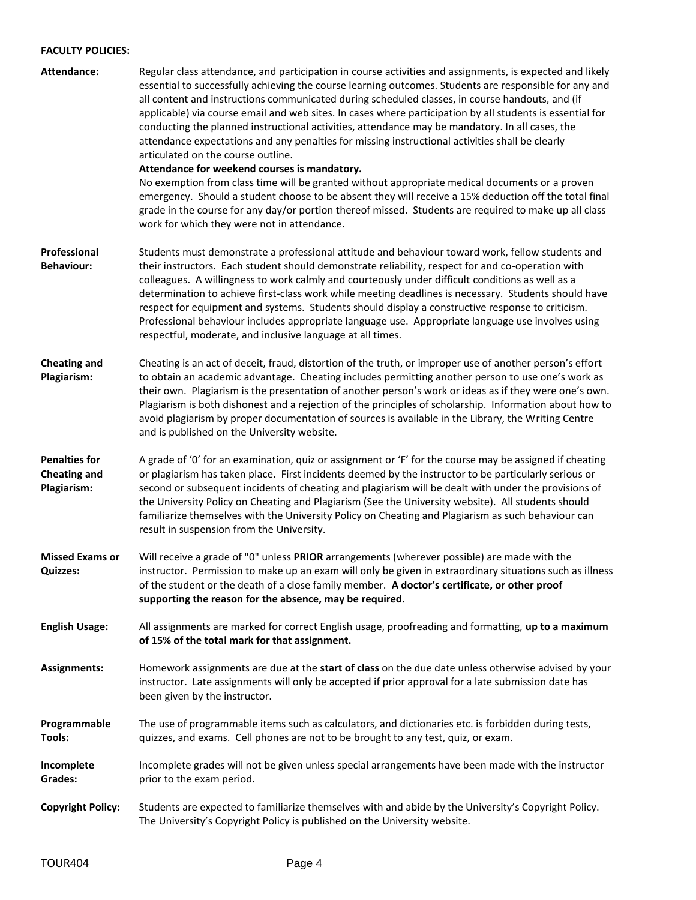**FACULTY POLICIES:**

**Attendance:** Regular class attendance, and participation in course activities and assignments, is expected and likely essential to successfully achieving the course learning outcomes. Students are responsible for any and all content and instructions communicated during scheduled classes, in course handouts, and (if applicable) via course email and web sites. In cases where participation by all students is essential for conducting the planned instructional activities, attendance may be mandatory. In all cases, the attendance expectations and any penalties for missing instructional activities shall be clearly articulated on the course outline.

**Attendance for weekend courses is mandatory.**

No exemption from class time will be granted without appropriate medical documents or a proven emergency. Should a student choose to be absent they will receive a 15% deduction off the total final grade in the course for any day/or portion thereof missed. Students are required to make up all class work for which they were not in attendance.

**Professional Behaviour:** Students must demonstrate a professional attitude and behaviour toward work, fellow students and their instructors. Each student should demonstrate reliability, respect for and co-operation with colleagues. A willingness to work calmly and courteously under difficult conditions as well as a determination to achieve first-class work while meeting deadlines is necessary. Students should have respect for equipment and systems. Students should display a constructive response to criticism. Professional behaviour includes appropriate language use. Appropriate language use involves using respectful, moderate, and inclusive language at all times.

**Cheating and Plagiarism:** Cheating is an act of deceit, fraud, distortion of the truth, or improper use of another person's effort to obtain an academic advantage. Cheating includes permitting another person to use one's work as their own. Plagiarism is the presentation of another person's work or ideas as if they were one's own. Plagiarism is both dishonest and a rejection of the principles of scholarship. Information about how to avoid plagiarism by proper documentation of sources is available in the Library, the Writing Centre and is published on the University website.

**Penalties for Cheating and Plagiarism:** A grade of '0' for an examination, quiz or assignment or 'F' for the course may be assigned if cheating or plagiarism has taken place. First incidents deemed by the instructor to be particularly serious or second or subsequent incidents of cheating and plagiarism will be dealt with under the provisions of the University Policy on Cheating and Plagiarism (See the University website). All students should familiarize themselves with the University Policy on Cheating and Plagiarism as such behaviour can result in suspension from the University.

**Missed Exams or Quizzes:** Will receive a grade of "0" unless **PRIOR** arrangements (wherever possible) are made with the instructor. Permission to make up an exam will only be given in extraordinary situations such as illness of the student or the death of a close family member. **A doctor's certificate, or other proof supporting the reason for the absence, may be required.**

**English Usage:** All assignments are marked for correct English usage, proofreading and formatting, **up to a maximum of 15% of the total mark for that assignment.**

**Assignments:** Homework assignments are due at the **start of class** on the due date unless otherwise advised by your instructor. Late assignments will only be accepted if prior approval for a late submission date has been given by the instructor.

**Programmable Tools:** The use of programmable items such as calculators, and dictionaries etc. is forbidden during tests, quizzes, and exams. Cell phones are not to be brought to any test, quiz, or exam.

**Incomplete Grades:** Incomplete grades will not be given unless special arrangements have been made with the instructor prior to the exam period.

**Copyright Policy:** Students are expected to familiarize themselves with and abide by the University's Copyright Policy. The University's Copyright Policy is published on the University website.